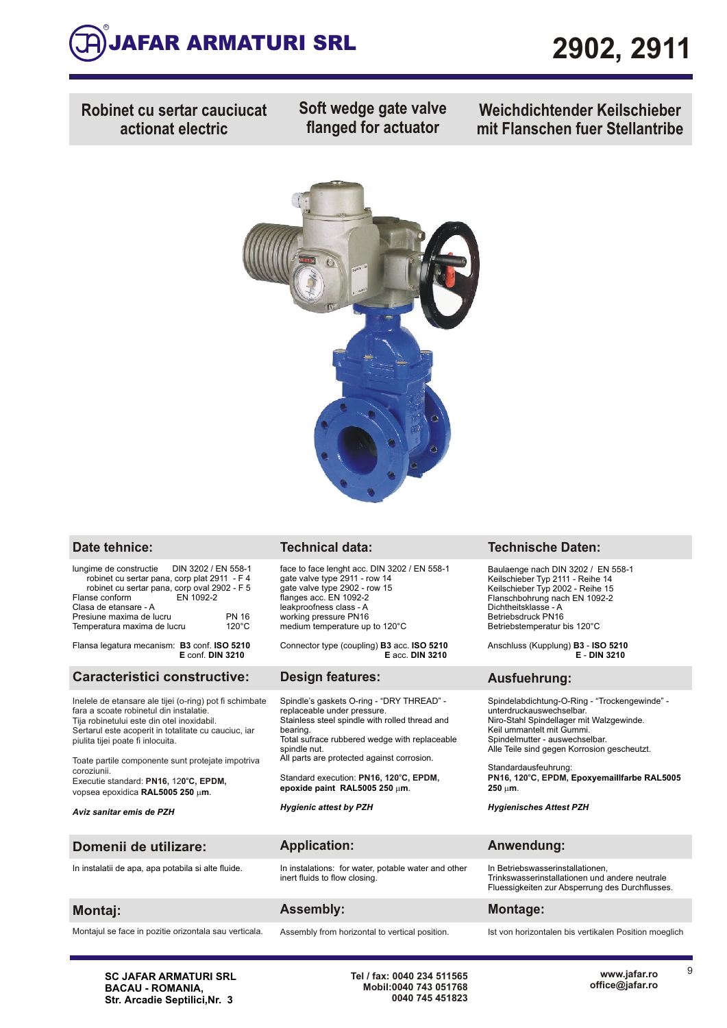# JAFAR ARMATURI SRL

# 2902, 2911

## Robinet cu sertar cauciucat actionat electric

## Soft wedge gate valve flanged for actuator

## Weichdichtender Keilschieber mit Flanschen fuer Stellantribe

## Date tehnice:

lungime de constructie DIN 3202 / EN 558-1
robinet cu sertar pana, corp plat 2911 - F 4
robinet cu sertar pana, corp oval 2902 - F 5
Flanse conform EN 1092-2
Clasa de etansare - A
Presiune maxima de lucru PN 16
Temperatura maxima de lucru 120°C

Flansa legatura mecanism: **B3** conf. **ISO 5210**
**E** conf. **DIN 3210**

## Caracteristici constructive:

Inelele de etansare ale tijei (o-ring) pot fi schimbate fara a scoate robinetul din instalatie.
Tija robinetului este din otel inoxidabil.
Sertarul este acoperit in totalitate cu cauciuc, iar piulita tijei poate fi inlocuita.

Toate partile componente sunt protejate impotriva coroziunii.
Executie standard: **PN16,** 120**°C, EPDM,** vopsea epoxidica **RAL5005 250 µm**.

***Aviz sanitar emis de PZH***

## Domenii de utilizare:

In instalatii de apa, apa potabila si alte fluide.

## Montaj:

Montajul se face in pozitie orizontala sau verticala.

## Technical data:

face to face lenght acc. DIN 3202 / EN 558-1
gate valve type 2911 - row 14
gate valve type 2902 - row 15
flanges acc. EN 1092-2
leakproofness class - A
working pressure PN16
medium temperature up to 120°C

Connector type (coupling) **B3** acc. **ISO 5210**
**E** acc. **DIN 3210**

## Design features:

Spindle's gaskets O-ring - "DRY THREAD" - replaceable under pressure.
Stainless steel spindle with rolled thread and bearing.
Total sufrace rubbered wedge with replaceable spindle nut.
All parts are protected against corrosion.

Standard execution: **PN16, 120°C, EPDM, epoxide paint RAL5005 250 µm**.

***Hygienic attest by PZH***

## Application:

In instalations: for water, potable water and other inert fluids to flow closing.

## Assembly:

Assembly from horizontal to vertical position.

## Technische Daten:

Baulaenge nach DIN 3202 / EN 558-1
Keilschieber Typ 2111 - Reihe 14
Keilschieber Typ 2002 - Reihe 15
Flanschbohrung nach EN 1092-2
Dichtheitsklasse - A
Betriebsdruck PN16
Betriebstemperatur bis 120°C

Anschluss (Kupplung) **B3** - **ISO 5210**
**E** - **DIN 3210**

## Ausfuehrung:

Spindelabdichtung-O-Ring - "Trockengewinde" - unterdruckauswechselbar.
Niro-Stahl Spindellager mit Walzgewinde.
Keil ummantelt mit Gummi.
Spindelmutter - auswechselbar.
Alle Teile sind gegen Korrosion gescheutzt.

Standardausfeuhrung:
**PN16, 120°C, EPDM, Epoxyemaillfarbe RAL5005 250 µm**.

***Hygienisches Attest PZH***

## Anwendung:

In Betriebswasserinstallationen, Trinkswasserinstallationen und andere neutrale Fluessigkeiten zur Absperrung des Durchflusses.

## Montage:

Ist von horizontalen bis vertikalen Position moeglich

---

**SC JAFAR ARMATURI SRL**
**BACAU - ROMANIA,**
**Str. Arcadie Septilici,Nr. 3**

**Tel / fax: 0040 234 511565**
**Mobil:0040 743 051768**
**0040 745 451823**

**www.jafar.ro**
**office@jafar.ro**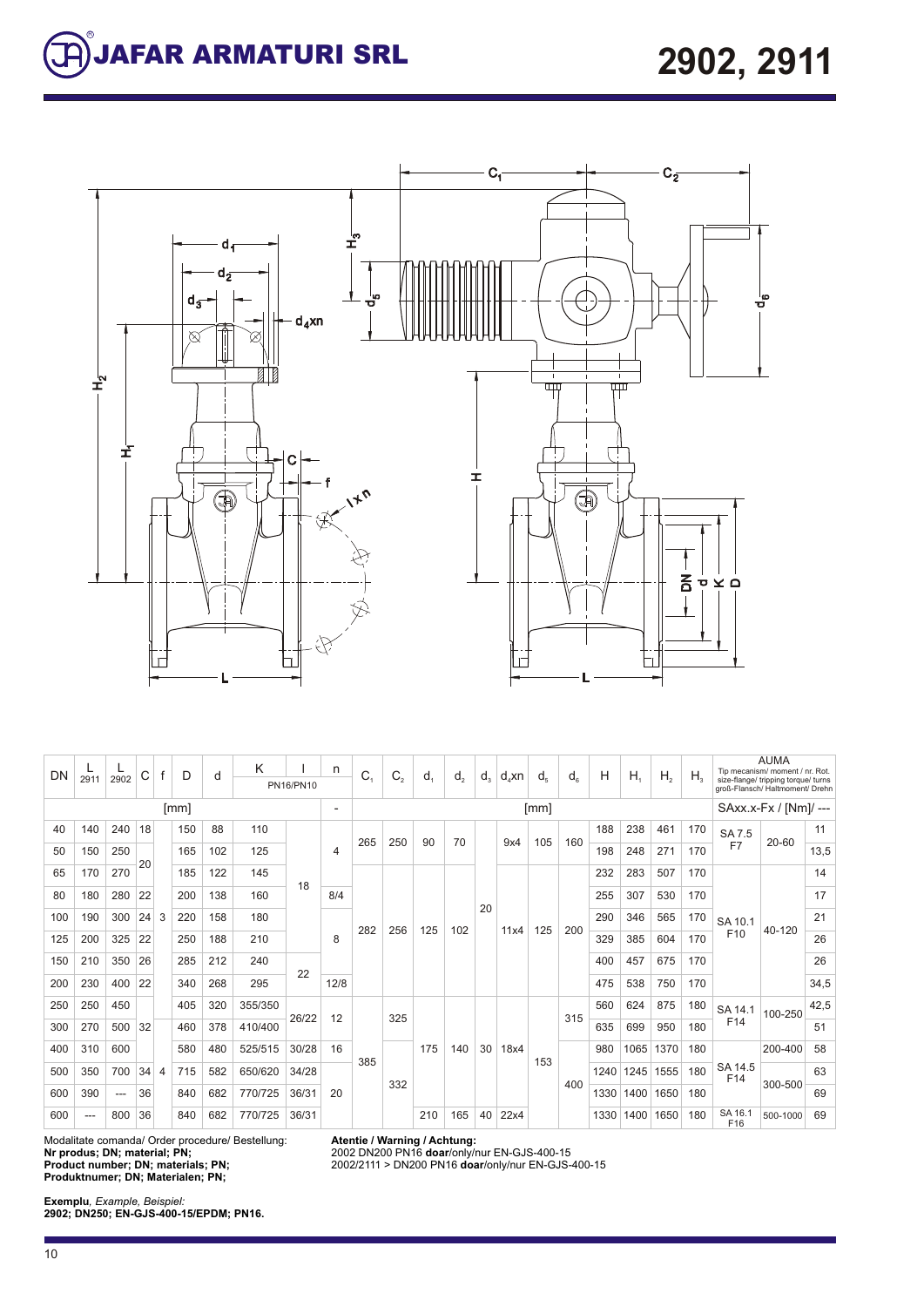# JAFAR ARMATURI SRL

# 2902, 2911

| DN | L 2911 | L 2902 | C | f | D | d | K | l | n | $C_1$ | $C_2$ | $d_1$ | $d_2$ | $d_3$ | $d_4$xn | $d_5$ | $d_6$ | H | $H_1$ | $H_2$ | $H_3$ | AUMA Tip mecanism/ moment / nr. Rot. size-flange/ tripping torque/ turns groß-Flansch/ Haltmoment/ Drehn | | |
|---|---|---|---|---|---|---|---|---|---|---|---|---|---|---|---|---|---|---|---|---|---|---|---|---|
| | | | | | | | | PN16/PN10 | | | | | | | | | | | | | | | | |
| | [mm] | | | | | | | | - | [mm] | | | | | | | | | | | | SAxx.x-Fx / [Nm]/ --- | | |
| 40 | 140 | 240 | 18 | 3 | 150 | 88 | 110 | 18 | 4 | 265 | 250 | 90 | 70 | 20 | 9x4 | 105 | 160 | 188 | 238 | 461 | 170 | SA 7.5 F7 | 20-60 | 11 |
| 50 | 150 | 250 | 20 | 3 | 165 | 102 | 125 | 18 | 4 | 265 | 250 | 90 | 70 | 20 | 9x4 | 105 | 160 | 198 | 248 | 271 | 170 | SA 7.5 F7 | 20-60 | 13,5 |
| 65 | 170 | 270 | 20 | 3 | 185 | 122 | 145 | 18 | 4 | 282 | 256 | 125 | 102 | 20 | 11x4 | 125 | 200 | 232 | 283 | 507 | 170 | SA 10.1 F10 | 40-120 | 14 |
| 80 | 180 | 280 | 22 | 3 | 200 | 138 | 160 | 18 | 8/4 | 282 | 256 | 125 | 102 | 20 | 11x4 | 125 | 200 | 255 | 307 | 530 | 170 | SA 10.1 F10 | 40-120 | 17 |
| 100 | 190 | 300 | 24 | 3 | 220 | 158 | 180 | 18 | 8 | 282 | 256 | 125 | 102 | 20 | 11x4 | 125 | 200 | 290 | 346 | 565 | 170 | SA 10.1 F10 | 40-120 | 21 |
| 125 | 200 | 325 | 22 | 3 | 250 | 188 | 210 | 18 | 8 | 282 | 256 | 125 | 102 | 20 | 11x4 | 125 | 200 | 329 | 385 | 604 | 170 | SA 10.1 F10 | 40-120 | 26 |
| 150 | 210 | 350 | 26 | 3 | 285 | 212 | 240 | 22 | 8 | 282 | 256 | 125 | 102 | 20 | 11x4 | 125 | 200 | 400 | 457 | 675 | 170 | SA 10.1 F10 | 40-120 | 26 |
| 200 | 230 | 400 | 22 | 3 | 340 | 268 | 295 | 22 | 12/8 | 282 | 256 | 125 | 102 | 20 | 11x4 | 125 | 200 | 475 | 538 | 750 | 170 | SA 10.1 F10 | 40-120 | 34,5 |
| 250 | 250 | 450 | 32 | 3 | 405 | 320 | 355/350 | 26/22 | 12 | 385 | 325 | 175 | 140 | 30 | 18x4 | 153 | 315 | 560 | 624 | 875 | 180 | SA 14.1 F14 | 100-250 | 42,5 |
| 300 | 270 | 500 | 32 | 3 | 460 | 378 | 410/400 | 26/22 | 12 | 385 | 325 | 175 | 140 | 30 | 18x4 | 153 | 315 | 635 | 699 | 950 | 180 | SA 14.1 F14 | 100-250 | 51 |
| 400 | 310 | 600 | 32 | 3 | 580 | 480 | 525/515 | 30/28 | 16 | 385 | 332 | 175 | 140 | 30 | 18x4 | 153 | 400 | 980 | 1065 | 1370 | 180 | SA 14.5 F14 | 200-400 | 58 |
| 500 | 350 | 700 | 34 | 4 | 715 | 582 | 650/620 | 34/28 | 20 | 385 | 332 | 175 | 140 | 30 | 18x4 | 153 | 400 | 1240 | 1245 | 1555 | 180 | SA 14.5 F14 | 300-500 | 63 |
| 600 | 390 | --- | 36 | 4 | 840 | 682 | 770/725 | 36/31 | 20 | 385 | 332 | 175 | 140 | 30 | 18x4 | 153 | 400 | 1330 | 1400 | 1650 | 180 | SA 14.5 F14 | 300-500 | 69 |
| 600 | --- | 800 | 36 | 4 | 840 | 682 | 770/725 | 36/31 | | 385 | 332 | 210 | 165 | 40 | 22x4 | 153 | 400 | 1330 | 1400 | 1650 | 180 | SA 16.1 F16 | 500-1000 | 69 |

Modalitate comanda/ Order procedure/ Bestellung:
**Nr produs; DN; material; PN;**
**Product number; DN; materials; PN;**
**Produktnumer; DN; Materialen; PN;**

**Exemplu***, Example, Beispiel:*
**2902; DN250; EN-GJS-400-15/EPDM; PN16.**

**Atentie / Warning / Achtung:**
2002 DN200 PN16 **doar**/only/nur EN-GJS-400-15
2002/2111 > DN200 PN16 **doar**/only/nur EN-GJS-400-15